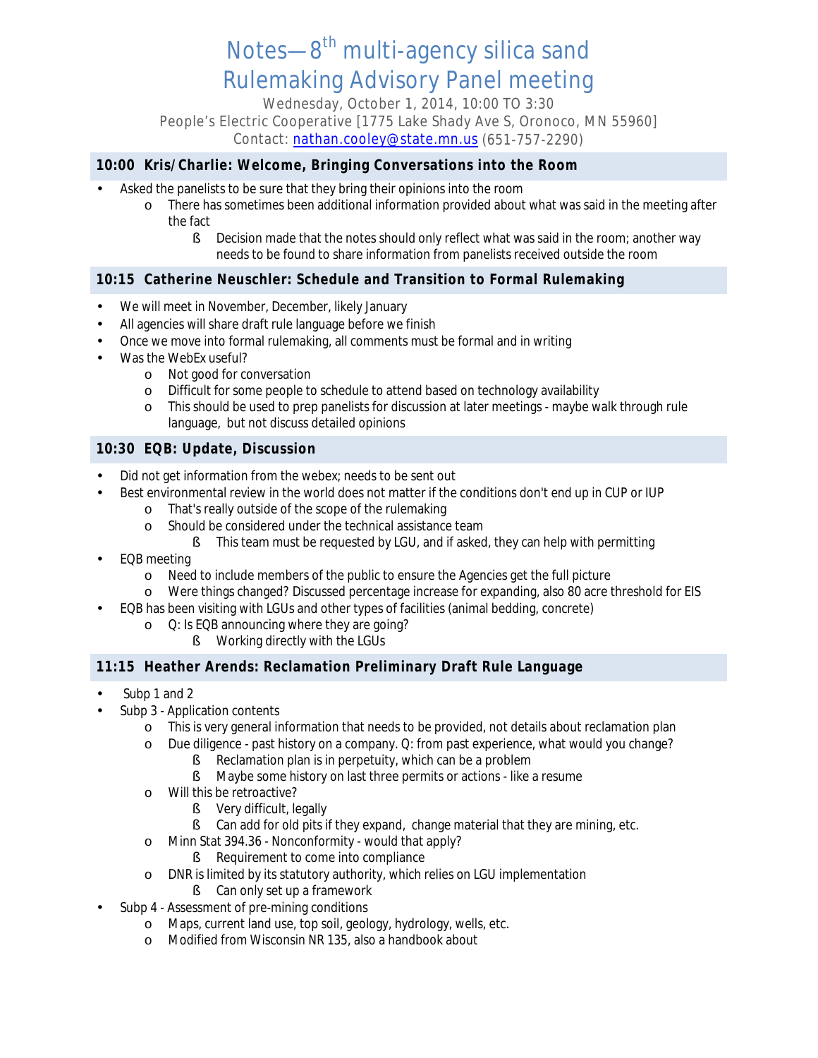# Notes—8th multi-agency silica sand Rulemaking Advisory Panel meeting

Wednesday, October 1, 2014, 10:00 TO 3:30
People's Electric Cooperative [1775 Lake Shady Ave S, Oronoco, MN 55960]
Contact: nathan.cooley@state.mn.us (651-757-2290)

## 10:00 Kris/Charlie: Welcome, Bringing Conversations into the Room

- Asked the panelists to be sure that they bring their opinions into the room
  - There has sometimes been additional information provided about what was said in the meeting after the fact
    - Decision made that the notes should only reflect what was said in the room; another way needs to be found to share information from panelists received outside the room

## 10:15 Catherine Neuschler: Schedule and Transition to Formal Rulemaking

- We will meet in November, December, likely January
- All agencies will share draft rule language before we finish
- Once we move into formal rulemaking, all comments must be formal and in writing
- Was the WebEx useful?
  - Not good for conversation
  - Difficult for some people to schedule to attend based on technology availability
  - This should be used to prep panelists for discussion at later meetings - maybe walk through rule language, but not discuss detailed opinions

## 10:30 EQB: Update, Discussion

- Did not get information from the webex; needs to be sent out
- Best environmental review in the world does not matter if the conditions don't end up in CUP or IUP
  - That's really outside of the scope of the rulemaking
  - Should be considered under the technical assistance team
    - This team must be requested by LGU, and if asked, they can help with permitting
- EQB meeting
  - Need to include members of the public to ensure the Agencies get the full picture
  - Were things changed? Discussed percentage increase for expanding, also 80 acre threshold for EIS
- EQB has been visiting with LGUs and other types of facilities (animal bedding, concrete)
  - Q: Is EQB announcing where they are going?
    - Working directly with the LGUs

## 11:15 Heather Arends: Reclamation Preliminary Draft Rule Language

- Subp 1 and 2
- Subp 3 - Application contents
  - This is very general information that needs to be provided, not details about reclamation plan
  - Due diligence - past history on a company. Q: from past experience, what would you change?
    - Reclamation plan is in perpetuity, which can be a problem
    - Maybe some history on last three permits or actions - like a resume
  - Will this be retroactive?
    - Very difficult, legally
    - Can add for old pits if they expand, change material that they are mining, etc.
  - Minn Stat 394.36 - Nonconformity - would that apply?
    - Requirement to come into compliance
  - DNR is limited by its statutory authority, which relies on LGU implementation
    - Can only set up a framework
- Subp 4 - Assessment of pre-mining conditions
  - Maps, current land use, top soil, geology, hydrology, wells, etc.
  - Modified from Wisconsin NR 135, also a handbook about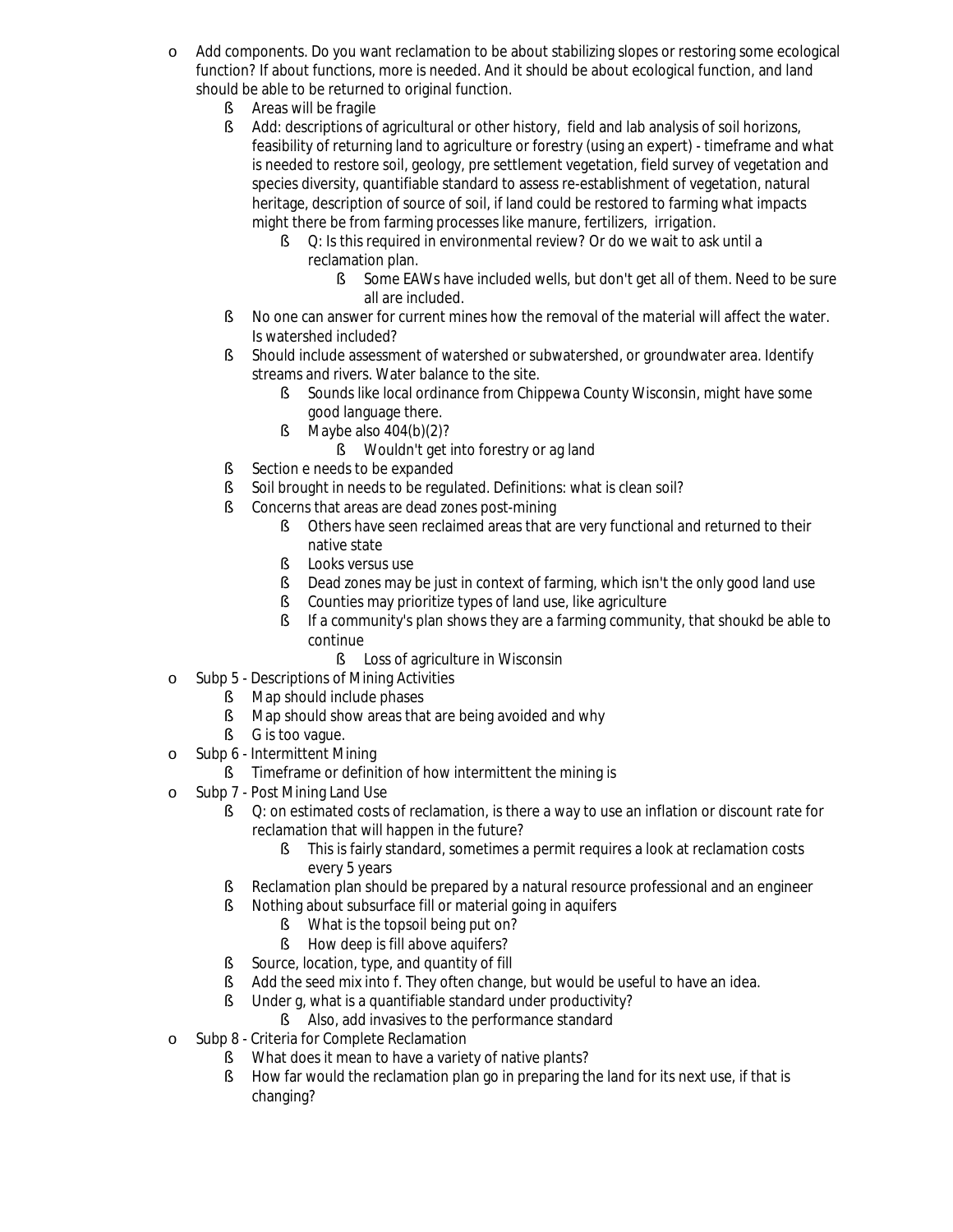- Add components. Do you want reclamation to be about stabilizing slopes or restoring some ecological function? If about functions, more is needed. And it should be about ecological function, and land should be able to be returned to original function.
  - Areas will be fragile
  - Add: descriptions of agricultural or other history, field and lab analysis of soil horizons, feasibility of returning land to agriculture or forestry (using an expert) - timeframe and what is needed to restore soil, geology, pre settlement vegetation, field survey of vegetation and species diversity, quantifiable standard to assess re-establishment of vegetation, natural heritage, description of source of soil, if land could be restored to farming what impacts might there be from farming processes like manure, fertilizers, irrigation.
    - Q: Is this required in environmental review? Or do we wait to ask until a reclamation plan.
      - Some EAWs have included wells, but don't get all of them. Need to be sure all are included.
  - No one can answer for current mines how the removal of the material will affect the water. Is watershed included?
  - Should include assessment of watershed or subwatershed, or groundwater area. Identify streams and rivers. Water balance to the site.
    - Sounds like local ordinance from Chippewa County Wisconsin, might have some good language there.
    - Maybe also 404(b)(2)?
      - Wouldn't get into forestry or ag land
  - Section e needs to be expanded
  - Soil brought in needs to be regulated. Definitions: what is clean soil?
  - Concerns that areas are dead zones post-mining
    - Others have seen reclaimed areas that are very functional and returned to their native state
    - Looks versus use
    - Dead zones may be just in context of farming, which isn't the only good land use
    - Counties may prioritize types of land use, like agriculture
    - If a community's plan shows they are a farming community, that shoukd be able to continue
      - Loss of agriculture in Wisconsin
- Subp 5 - Descriptions of Mining Activities
  - Map should include phases
  - Map should show areas that are being avoided and why
  - G is too vague.
- Subp 6 - Intermittent Mining
  - Timeframe or definition of how intermittent the mining is
- Subp 7 - Post Mining Land Use
  - Q: on estimated costs of reclamation, is there a way to use an inflation or discount rate for reclamation that will happen in the future?
    - This is fairly standard, sometimes a permit requires a look at reclamation costs every 5 years
  - Reclamation plan should be prepared by a natural resource professional and an engineer
  - Nothing about subsurface fill or material going in aquifers
    - What is the topsoil being put on?
    - How deep is fill above aquifers?
  - Source, location, type, and quantity of fill
  - Add the seed mix into f. They often change, but would be useful to have an idea.
  - Under g, what is a quantifiable standard under productivity?
    - Also, add invasives to the performance standard
- Subp 8 - Criteria for Complete Reclamation
  - What does it mean to have a variety of native plants?
  - How far would the reclamation plan go in preparing the land for its next use, if that is changing?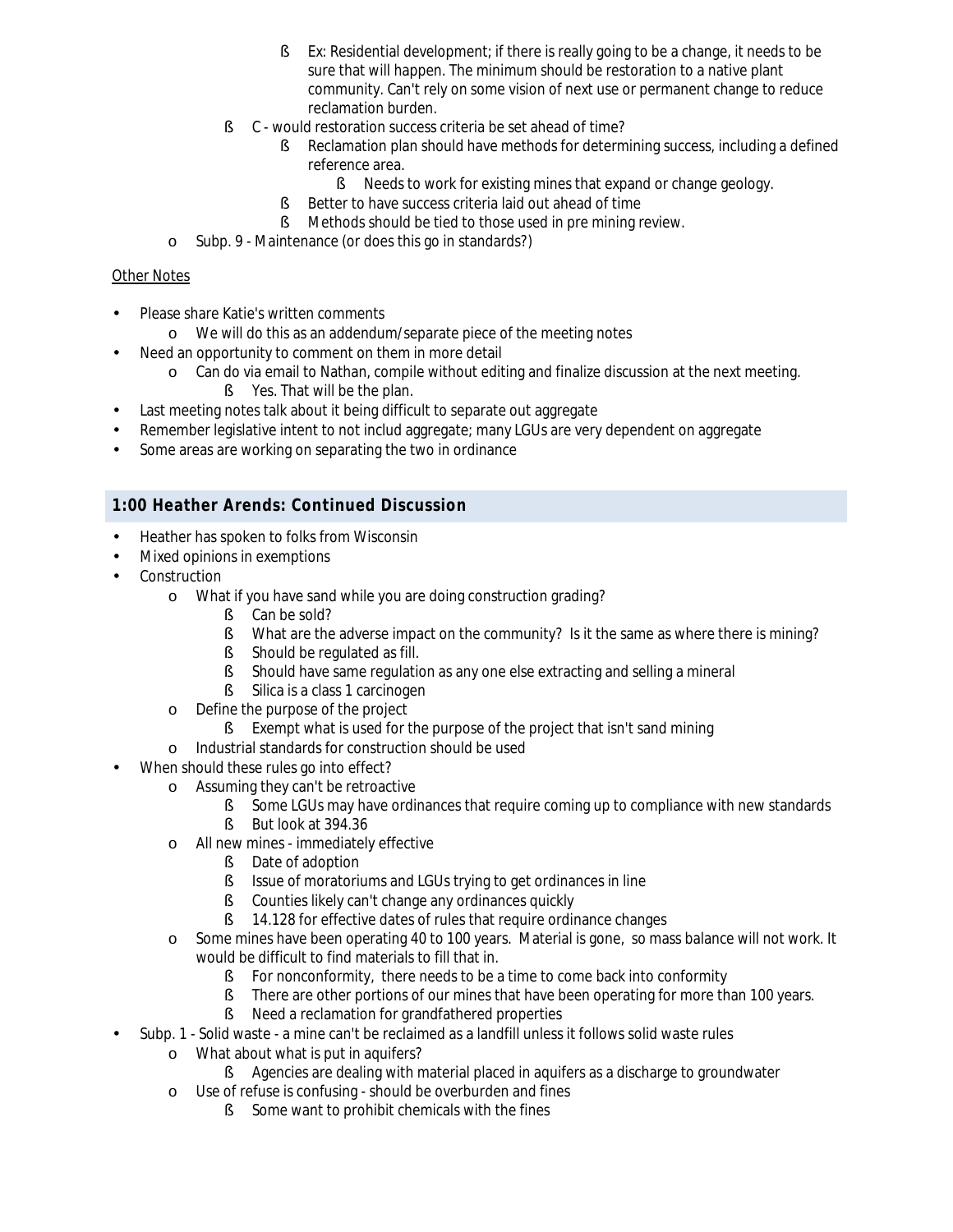- Ex: Residential development; if there is really going to be a change, it needs to be sure that will happen. The minimum should be restoration to a native plant community. Can't rely on some vision of next use or permanent change to reduce reclamation burden.
        - C - would restoration success criteria be set ahead of time?
            - Reclamation plan should have methods for determining success, including a defined reference area.
                - Needs to work for existing mines that expand or change geology.
            - Better to have success criteria laid out ahead of time
            - Methods should be tied to those used in pre mining review.
    - Subp. 9 - Maintenance (or does this go in standards?)

<u>Other Notes</u>

- Please share Katie's written comments
    - We will do this as an addendum/separate piece of the meeting notes
- Need an opportunity to comment on them in more detail
    - Can do via email to Nathan, compile without editing and finalize discussion at the next meeting.
        - Yes. That will be the plan.
- Last meeting notes talk about it being difficult to separate out aggregate
- Remember legislative intent to not includ aggregate; many LGUs are very dependent on aggregate
- Some areas are working on separating the two in ordinance

## 1:00 Heather Arends: Continued Discussion

- Heather has spoken to folks from Wisconsin
- Mixed opinions in exemptions
- Construction
    - What if you have sand while you are doing construction grading?
        - Can be sold?
        - What are the adverse impact on the community? Is it the same as where there is mining?
        - Should be regulated as fill.
        - Should have same regulation as any one else extracting and selling a mineral
        - Silica is a class 1 carcinogen
    - Define the purpose of the project
        - Exempt what is used for the purpose of the project that isn't sand mining
    - Industrial standards for construction should be used
- When should these rules go into effect?
    - Assuming they can't be retroactive
        - Some LGUs may have ordinances that require coming up to compliance with new standards
        - But look at 394.36
    - All new mines - immediately effective
        - Date of adoption
        - Issue of moratoriums and LGUs trying to get ordinances in line
        - Counties likely can't change any ordinances quickly
        - 14.128 for effective dates of rules that require ordinance changes
    - Some mines have been operating 40 to 100 years. Material is gone, so mass balance will not work. It would be difficult to find materials to fill that in.
        - For nonconformity, there needs to be a time to come back into conformity
        - There are other portions of our mines that have been operating for more than 100 years.
        - Need a reclamation for grandfathered properties
- Subp. 1 - Solid waste - a mine can't be reclaimed as a landfill unless it follows solid waste rules
    - What about what is put in aquifers?
        - Agencies are dealing with material placed in aquifers as a discharge to groundwater
    - Use of refuse is confusing - should be overburden and fines
        - Some want to prohibit chemicals with the fines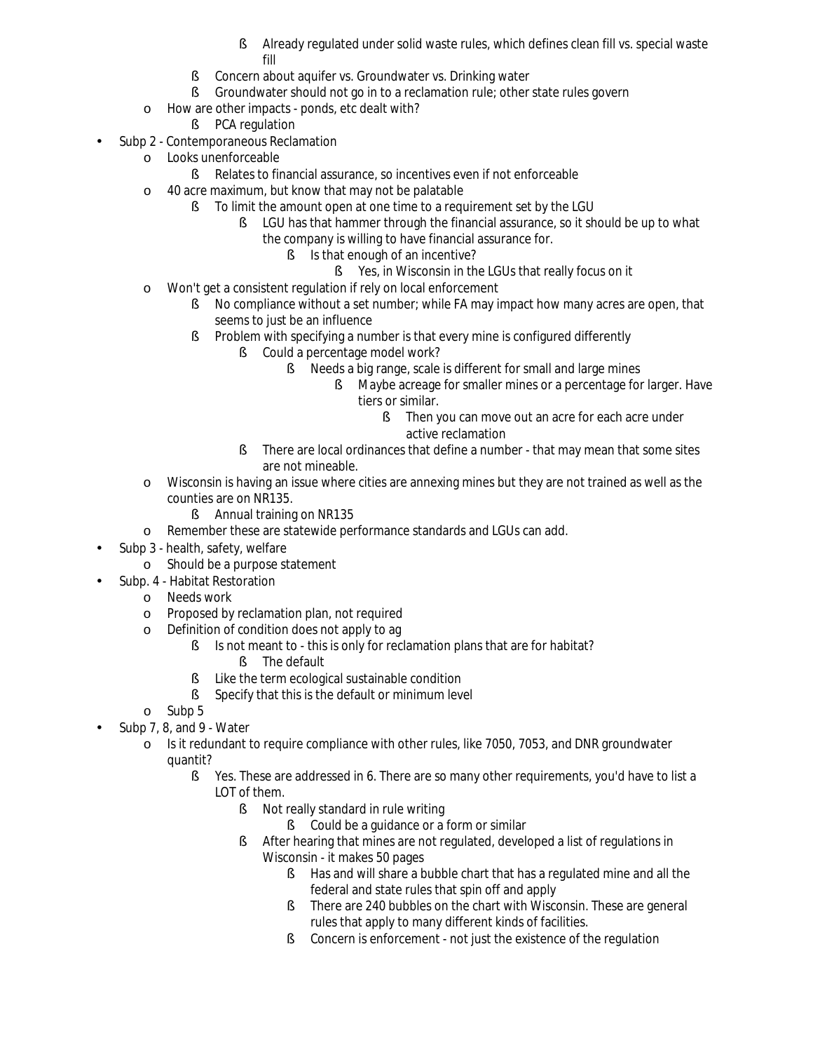- Already regulated under solid waste rules, which defines clean fill vs. special waste fill
      - Concern about aquifer vs. Groundwater vs. Drinking water
      - Groundwater should not go in to a reclamation rule; other state rules govern
  - How are other impacts - ponds, etc dealt with?
      - PCA regulation
- Subp 2 - Contemporaneous Reclamation
  - Looks unenforceable
      - Relates to financial assurance, so incentives even if not enforceable
  - 40 acre maximum, but know that may not be palatable
      - To limit the amount open at one time to a requirement set by the LGU
        - LGU has that hammer through the financial assurance, so it should be up to what the company is willing to have financial assurance for.
          - Is that enough of an incentive?
            - Yes, in Wisconsin in the LGUs that really focus on it
  - Won't get a consistent regulation if rely on local enforcement
      - No compliance without a set number; while FA may impact how many acres are open, that seems to just be an influence
      - Problem with specifying a number is that every mine is configured differently
        - Could a percentage model work?
          - Needs a big range, scale is different for small and large mines
            - Maybe acreage for smaller mines or a percentage for larger. Have tiers or similar.
              - Then you can move out an acre for each acre under active reclamation
        - There are local ordinances that define a number - that may mean that some sites are not mineable.
  - Wisconsin is having an issue where cities are annexing mines but they are not trained as well as the counties are on NR135.
      - Annual training on NR135
  - Remember these are statewide performance standards and LGUs can add.
- Subp 3 - health, safety, welfare
  - Should be a purpose statement
- Subp. 4 - Habitat Restoration
  - Needs work
  - Proposed by reclamation plan, not required
  - Definition of condition does not apply to ag
      - Is not meant to - this is only for reclamation plans that are for habitat?
        - The default
      - Like the term ecological sustainable condition
      - Specify that this is the default or minimum level
  - Subp 5
- Subp 7, 8, and 9 - Water
  - Is it redundant to require compliance with other rules, like 7050, 7053, and DNR groundwater quantit?
      - Yes. These are addressed in 6. There are so many other requirements, you'd have to list a LOT of them.
        - Not really standard in rule writing
          - Could be a guidance or a form or similar
        - After hearing that mines are not regulated, developed a list of regulations in Wisconsin - it makes 50 pages
          - Has and will share a bubble chart that has a regulated mine and all the federal and state rules that spin off and apply
          - There are 240 bubbles on the chart with Wisconsin. These are general rules that apply to many different kinds of facilities.
          - Concern is enforcement - not just the existence of the regulation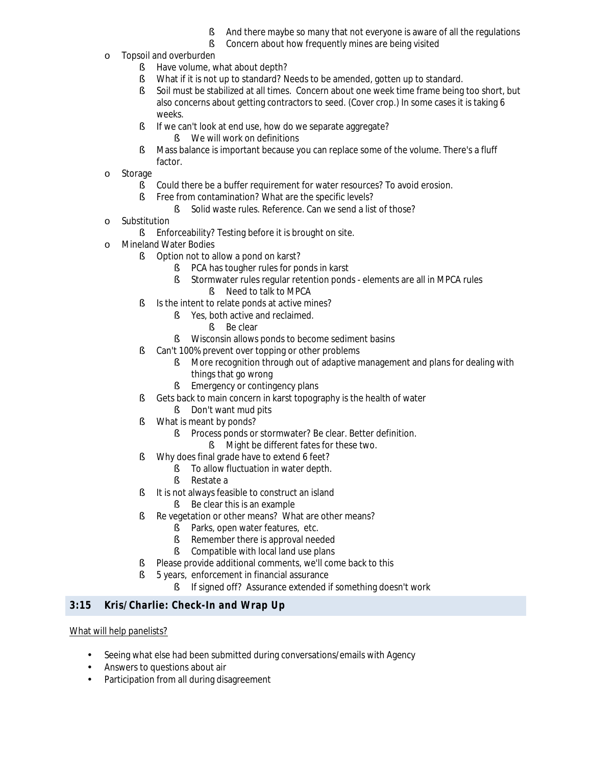- And there maybe so many that not everyone is aware of all the regulations
      - Concern about how frequently mines are being visited
- Topsoil and overburden
  - Have volume, what about depth?
  - What if it is not up to standard? Needs to be amended, gotten up to standard.
  - Soil must be stabilized at all times. Concern about one week time frame being too short, but also concerns about getting contractors to seed. (Cover crop.) In some cases it is taking 6 weeks.
  - If we can't look at end use, how do we separate aggregate?
    - We will work on definitions
  - Mass balance is important because you can replace some of the volume. There's a fluff factor.
- Storage
  - Could there be a buffer requirement for water resources? To avoid erosion.
  - Free from contamination? What are the specific levels?
    - Solid waste rules. Reference. Can we send a list of those?
- Substitution
  - Enforceability? Testing before it is brought on site.
- Mineland Water Bodies
  - Option not to allow a pond on karst?
    - PCA has tougher rules for ponds in karst
    - Stormwater rules regular retention ponds - elements are all in MPCA rules
      - Need to talk to MPCA
  - Is the intent to relate ponds at active mines?
    - Yes, both active and reclaimed.
      - Be clear
    - Wisconsin allows ponds to become sediment basins
  - Can't 100% prevent over topping or other problems
    - More recognition through out of adaptive management and plans for dealing with things that go wrong
    - Emergency or contingency plans
  - Gets back to main concern in karst topography is the health of water
    - Don't want mud pits
  - What is meant by ponds?
    - Process ponds or stormwater? Be clear. Better definition.
      - Might be different fates for these two.
  - Why does final grade have to extend 6 feet?
    - To allow fluctuation in water depth.
    - Restate a
  - It is not always feasible to construct an island
    - Be clear this is an example
  - Re vegetation or other means? What are other means?
    - Parks, open water features, etc.
    - Remember there is approval needed
    - Compatible with local land use plans
  - Please provide additional comments, we'll come back to this
  - 5 years, enforcement in financial assurance
    - If signed off? Assurance extended if something doesn't work

## 3:15 Kris/Charlie: Check-In and Wrap Up

What will help panelists?

- Seeing what else had been submitted during conversations/emails with Agency
- Answers to questions about air
- Participation from all during disagreement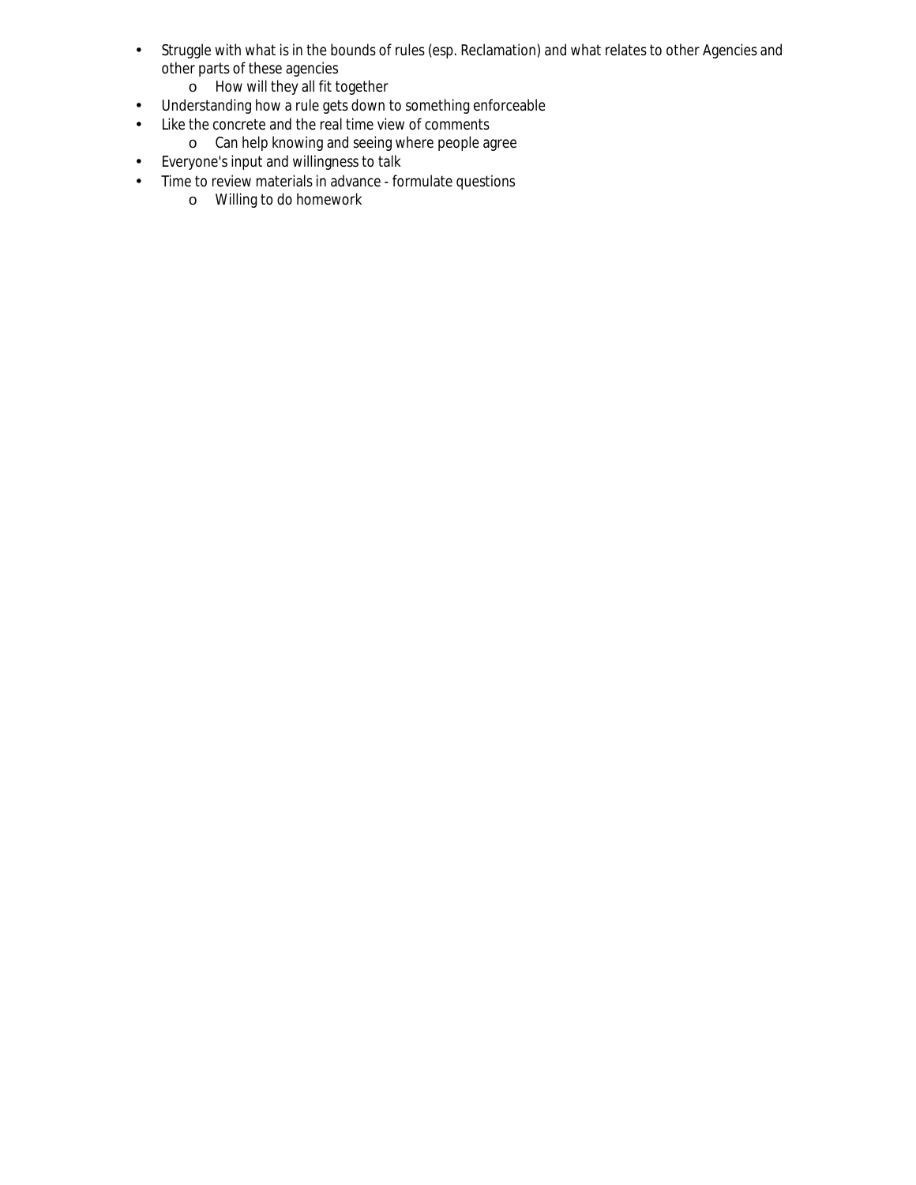- Struggle with what is in the bounds of rules (esp. Reclamation) and what relates to other Agencies and other parts of these agencies
  - How will they all fit together
- Understanding how a rule gets down to something enforceable
- Like the concrete and the real time view of comments
  - Can help knowing and seeing where people agree
- Everyone's input and willingness to talk
- Time to review materials in advance - formulate questions
  - Willing to do homework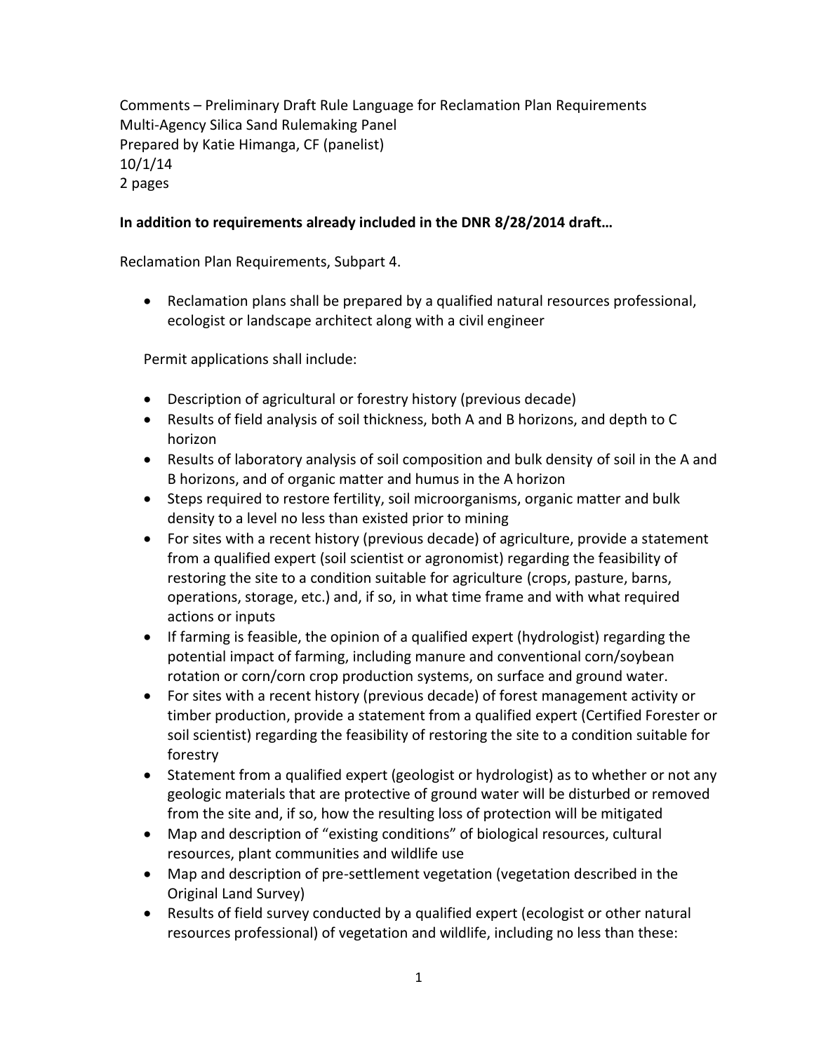Comments – Preliminary Draft Rule Language for Reclamation Plan Requirements
Multi-Agency Silica Sand Rulemaking Panel
Prepared by Katie Himanga, CF (panelist)
10/1/14
2 pages

**In addition to requirements already included in the DNR 8/28/2014 draft…**

Reclamation Plan Requirements, Subpart 4.

- Reclamation plans shall be prepared by a qualified natural resources professional, ecologist or landscape architect along with a civil engineer

Permit applications shall include:

- Description of agricultural or forestry history (previous decade)
- Results of field analysis of soil thickness, both A and B horizons, and depth to C horizon
- Results of laboratory analysis of soil composition and bulk density of soil in the A and B horizons, and of organic matter and humus in the A horizon
- Steps required to restore fertility, soil microorganisms, organic matter and bulk density to a level no less than existed prior to mining
- For sites with a recent history (previous decade) of agriculture, provide a statement from a qualified expert (soil scientist or agronomist) regarding the feasibility of restoring the site to a condition suitable for agriculture (crops, pasture, barns, operations, storage, etc.) and, if so, in what time frame and with what required actions or inputs
- If farming is feasible, the opinion of a qualified expert (hydrologist) regarding the potential impact of farming, including manure and conventional corn/soybean rotation or corn/corn crop production systems, on surface and ground water.
- For sites with a recent history (previous decade) of forest management activity or timber production, provide a statement from a qualified expert (Certified Forester or soil scientist) regarding the feasibility of restoring the site to a condition suitable for forestry
- Statement from a qualified expert (geologist or hydrologist) as to whether or not any geologic materials that are protective of ground water will be disturbed or removed from the site and, if so, how the resulting loss of protection will be mitigated
- Map and description of "existing conditions" of biological resources, cultural resources, plant communities and wildlife use
- Map and description of pre-settlement vegetation (vegetation described in the Original Land Survey)
- Results of field survey conducted by a qualified expert (ecologist or other natural resources professional) of vegetation and wildlife, including no less than these: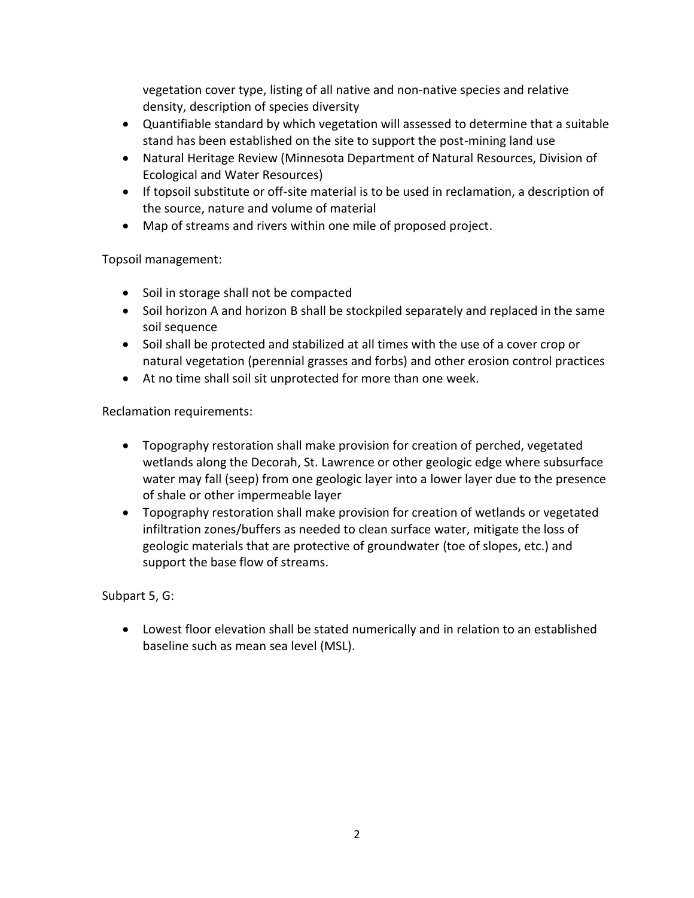vegetation cover type, listing of all native and non-native species and relative density, description of species diversity

- Quantifiable standard by which vegetation will assessed to determine that a suitable stand has been established on the site to support the post-mining land use
- Natural Heritage Review (Minnesota Department of Natural Resources, Division of Ecological and Water Resources)
- If topsoil substitute or off-site material is to be used in reclamation, a description of the source, nature and volume of material
- Map of streams and rivers within one mile of proposed project.

Topsoil management:

- Soil in storage shall not be compacted
- Soil horizon A and horizon B shall be stockpiled separately and replaced in the same soil sequence
- Soil shall be protected and stabilized at all times with the use of a cover crop or natural vegetation (perennial grasses and forbs) and other erosion control practices
- At no time shall soil sit unprotected for more than one week.

Reclamation requirements:

- Topography restoration shall make provision for creation of perched, vegetated wetlands along the Decorah, St. Lawrence or other geologic edge where subsurface water may fall (seep) from one geologic layer into a lower layer due to the presence of shale or other impermeable layer
- Topography restoration shall make provision for creation of wetlands or vegetated infiltration zones/buffers as needed to clean surface water, mitigate the loss of geologic materials that are protective of groundwater (toe of slopes, etc.) and support the base flow of streams.

Subpart 5, G:

- Lowest floor elevation shall be stated numerically and in relation to an established baseline such as mean sea level (MSL).